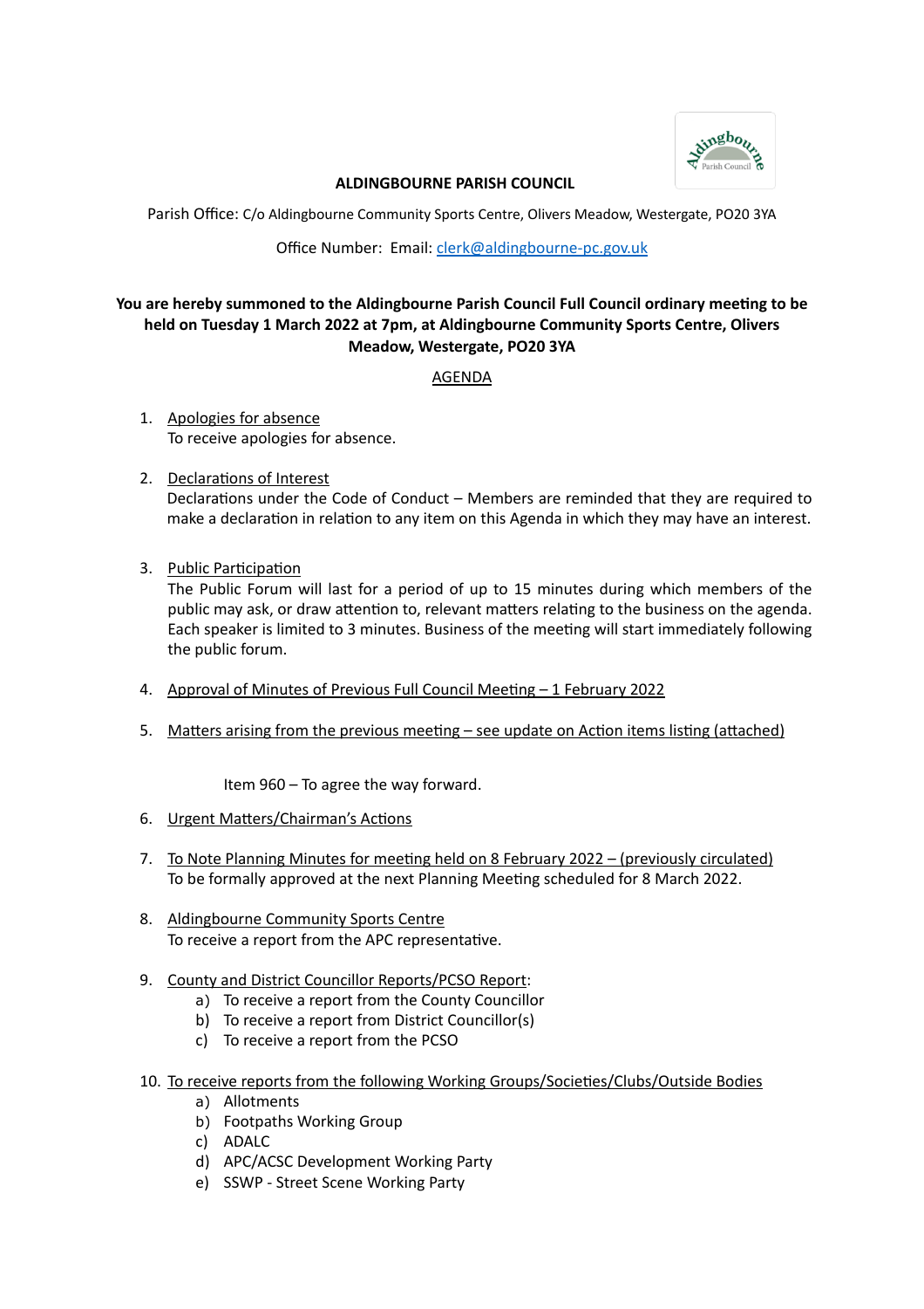**ALDINGBOURNE PARISH COUNCIL**

Parish Office: C/o Aldingbourne Community Sports Centre, Olivers Meadow, Westergate, PO20 3YA

Office Number: Email: clerk@aldingbourne-pc.gov.uk

**You are hereby summoned to the Aldingbourne Parish Council Full Council ordinary meeting to be held on Tuesday 1 March 2022 at 7pm, at Aldingbourne Community Sports Centre, Olivers Meadow, Westergate, PO20 3YA**

AGENDA

1. Apologies for absence
   To receive apologies for absence.

2. Declarations of Interest
   Declarations under the Code of Conduct – Members are reminded that they are required to make a declaration in relation to any item on this Agenda in which they may have an interest.

3. Public Participation
   The Public Forum will last for a period of up to 15 minutes during which members of the public may ask, or draw attention to, relevant matters relating to the business on the agenda. Each speaker is limited to 3 minutes. Business of the meeting will start immediately following the public forum.

4. Approval of Minutes of Previous Full Council Meeting – 1 February 2022

5. Matters arising from the previous meeting – see update on Action items listing (attached)

   Item 960 – To agree the way forward.

6. Urgent Matters/Chairman's Actions

7. To Note Planning Minutes for meeting held on 8 February 2022 – (previously circulated)
   To be formally approved at the next Planning Meeting scheduled for 8 March 2022.

8. Aldingbourne Community Sports Centre
   To receive a report from the APC representative.

9. County and District Councillor Reports/PCSO Report:
   a) To receive a report from the County Councillor
   b) To receive a report from District Councillor(s)
   c) To receive a report from the PCSO

10. To receive reports from the following Working Groups/Societies/Clubs/Outside Bodies
    a) Allotments
    b) Footpaths Working Group
    c) ADALC
    d) APC/ACSC Development Working Party
    e) SSWP - Street Scene Working Party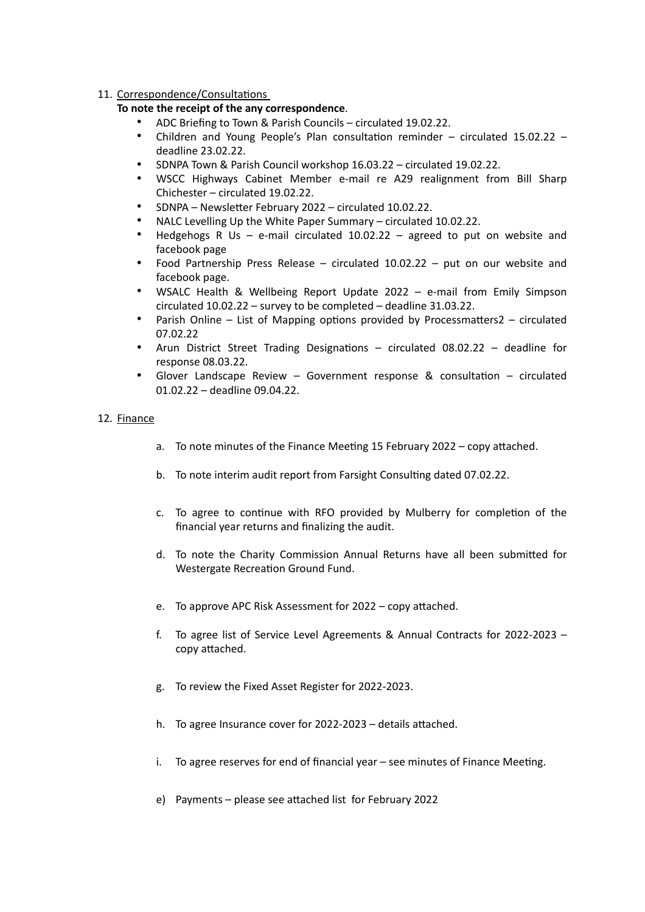11. <u>Correspondence/Consultations</u>

    **To note the receipt of the any correspondence**.

    - ADC Briefing to Town & Parish Councils – circulated 19.02.22.
    - Children and Young People's Plan consultation reminder – circulated 15.02.22 – deadline 23.02.22.
    - SDNPA Town & Parish Council workshop 16.03.22 – circulated 19.02.22.
    - WSCC Highways Cabinet Member e-mail re A29 realignment from Bill Sharp Chichester – circulated 19.02.22.
    - SDNPA – Newsletter February 2022 – circulated 10.02.22.
    - NALC Levelling Up the White Paper Summary – circulated 10.02.22.
    - Hedgehogs R Us – e-mail circulated 10.02.22 – agreed to put on website and facebook page
    - Food Partnership Press Release – circulated 10.02.22 – put on our website and facebook page.
    - WSALC Health & Wellbeing Report Update 2022 – e-mail from Emily Simpson circulated 10.02.22 – survey to be completed – deadline 31.03.22.
    - Parish Online – List of Mapping options provided by Processmatters2 – circulated 07.02.22
    - Arun District Street Trading Designations – circulated 08.02.22 – deadline for response 08.03.22.
    - Glover Landscape Review – Government response & consultation – circulated 01.02.22 – deadline 09.04.22.

12. <u>Finance</u>

    a. To note minutes of the Finance Meeting 15 February 2022 – copy attached.

    b. To note interim audit report from Farsight Consulting dated 07.02.22.

    c. To agree to continue with RFO provided by Mulberry for completion of the financial year returns and finalizing the audit.

    d. To note the Charity Commission Annual Returns have all been submitted for Westergate Recreation Ground Fund.

    e. To approve APC Risk Assessment for 2022 – copy attached.

    f. To agree list of Service Level Agreements & Annual Contracts for 2022-2023 – copy attached.

    g. To review the Fixed Asset Register for 2022-2023.

    h. To agree Insurance cover for 2022-2023 – details attached.

    i. To agree reserves for end of financial year – see minutes of Finance Meeting.

    e) Payments – please see attached list for February 2022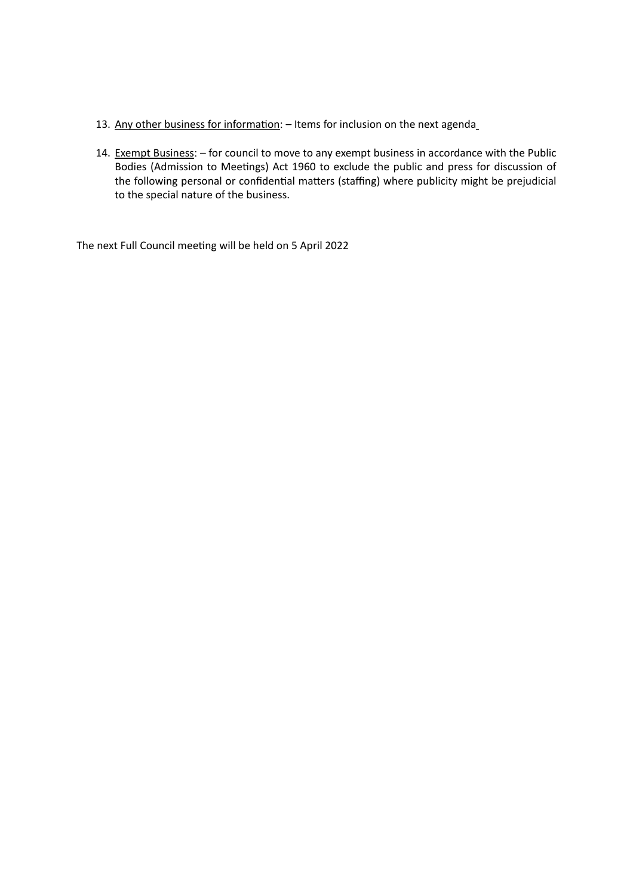13. <u>Any other business for information</u>: – Items for inclusion on the next agenda

14. <u>Exempt Business</u>: – for council to move to any exempt business in accordance with the Public Bodies (Admission to Meetings) Act 1960 to exclude the public and press for discussion of the following personal or confidential matters (staffing) where publicity might be prejudicial to the special nature of the business.

The next Full Council meeting will be held on 5 April 2022